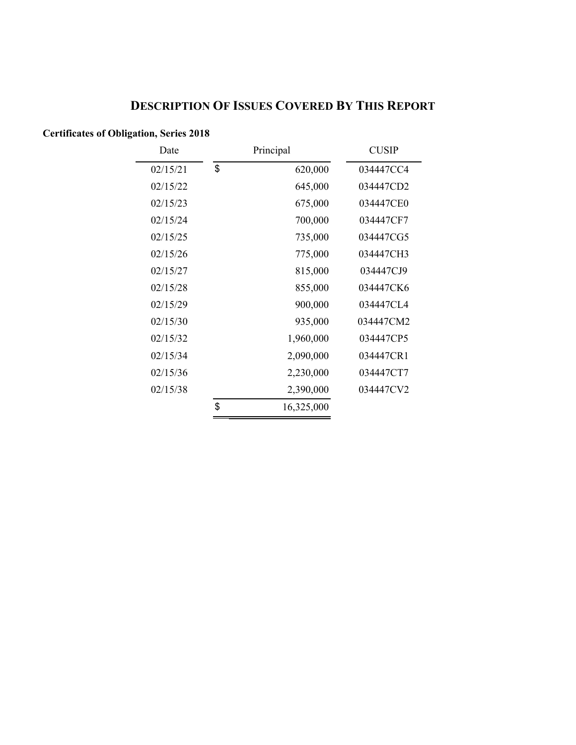# DESCRIPTION OF ISSUES COVERED BY THIS REPORT

**Certificates of Obligation, Series 2018**

| Date | Principal | CUSIP |
|---|---|---|
| 02/15/21 | $ 620,000 | 034447CC4 |
| 02/15/22 | 645,000 | 034447CD2 |
| 02/15/23 | 675,000 | 034447CE0 |
| 02/15/24 | 700,000 | 034447CF7 |
| 02/15/25 | 735,000 | 034447CG5 |
| 02/15/26 | 775,000 | 034447CH3 |
| 02/15/27 | 815,000 | 034447CJ9 |
| 02/15/28 | 855,000 | 034447CK6 |
| 02/15/29 | 900,000 | 034447CL4 |
| 02/15/30 | 935,000 | 034447CM2 |
| 02/15/32 | 1,960,000 | 034447CP5 |
| 02/15/34 | 2,090,000 | 034447CR1 |
| 02/15/36 | 2,230,000 | 034447CT7 |
| 02/15/38 | 2,390,000 | 034447CV2 |
| | $ 16,325,000 | |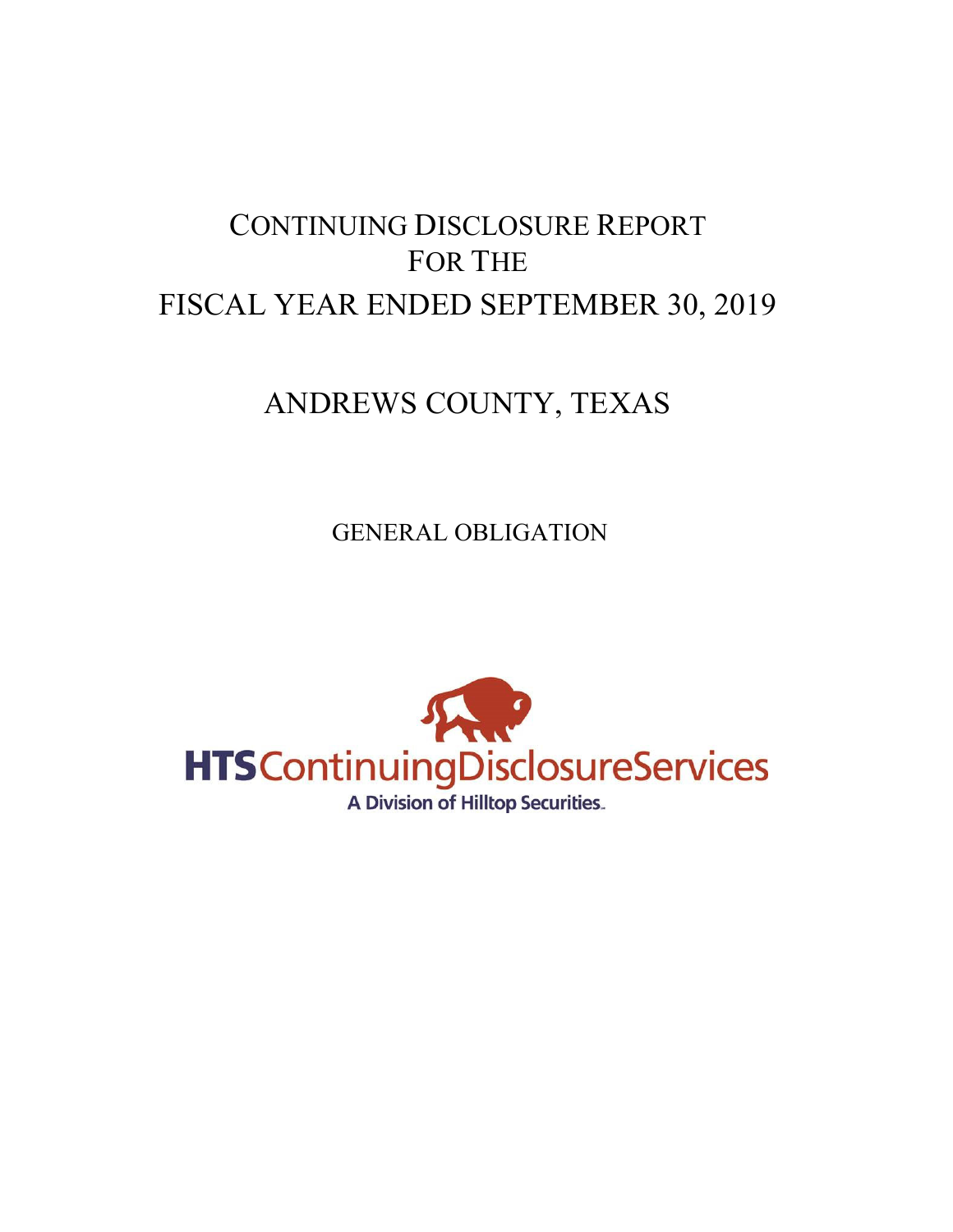# CONTINUING DISCLOSURE REPORT FOR THE FISCAL YEAR ENDED SEPTEMBER 30, 2019

# ANDREWS COUNTY, TEXAS

## GENERAL OBLIGATION

HTSContinuingDisclosureServices

A Division of Hilltop Securities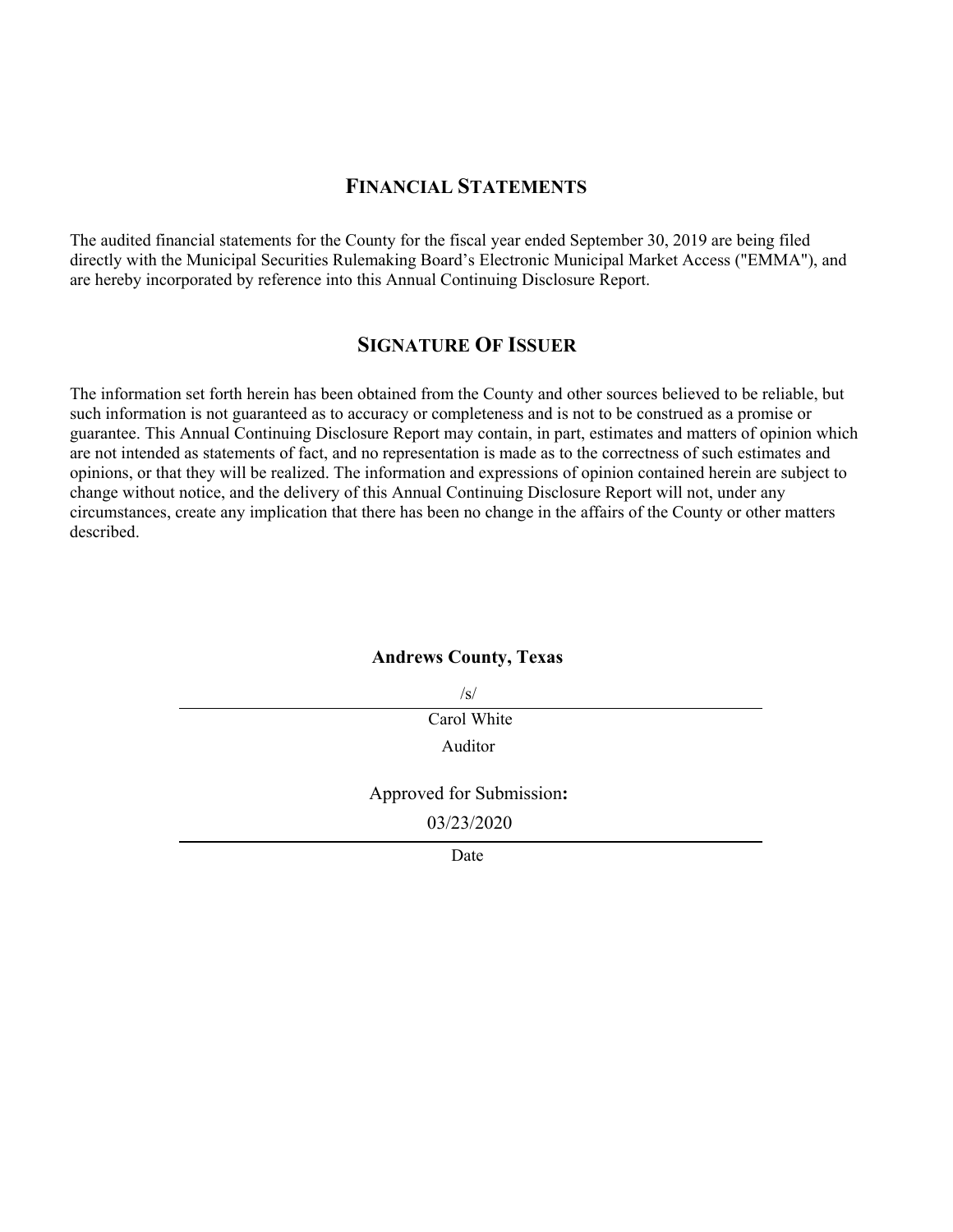## FINANCIAL STATEMENTS

The audited financial statements for the County for the fiscal year ended September 30, 2019 are being filed directly with the Municipal Securities Rulemaking Board's Electronic Municipal Market Access ("EMMA"), and are hereby incorporated by reference into this Annual Continuing Disclosure Report.

## SIGNATURE OF ISSUER

The information set forth herein has been obtained from the County and other sources believed to be reliable, but such information is not guaranteed as to accuracy or completeness and is not to be construed as a promise or guarantee. This Annual Continuing Disclosure Report may contain, in part, estimates and matters of opinion which are not intended as statements of fact, and no representation is made as to the correctness of such estimates and opinions, or that they will be realized. The information and expressions of opinion contained herein are subject to change without notice, and the delivery of this Annual Continuing Disclosure Report will not, under any circumstances, create any implication that there has been no change in the affairs of the County or other matters described.

**Andrews County, Texas**

/s/

Carol White

Auditor

Approved for Submission**:**

03/23/2020

Date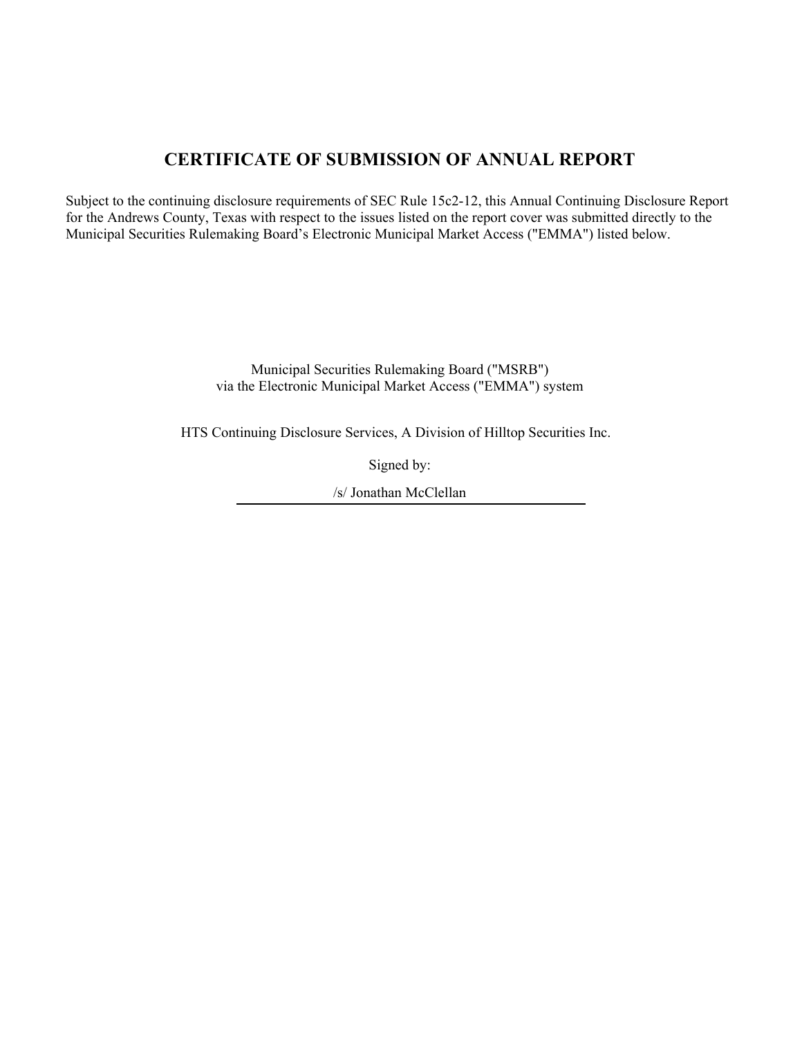# CERTIFICATE OF SUBMISSION OF ANNUAL REPORT

Subject to the continuing disclosure requirements of SEC Rule 15c2-12, this Annual Continuing Disclosure Report for the Andrews County, Texas with respect to the issues listed on the report cover was submitted directly to the Municipal Securities Rulemaking Board's Electronic Municipal Market Access ("EMMA") listed below.

Municipal Securities Rulemaking Board ("MSRB")
via the Electronic Municipal Market Access ("EMMA") system

HTS Continuing Disclosure Services, A Division of Hilltop Securities Inc.

Signed by:

/s/ Jonathan McClellan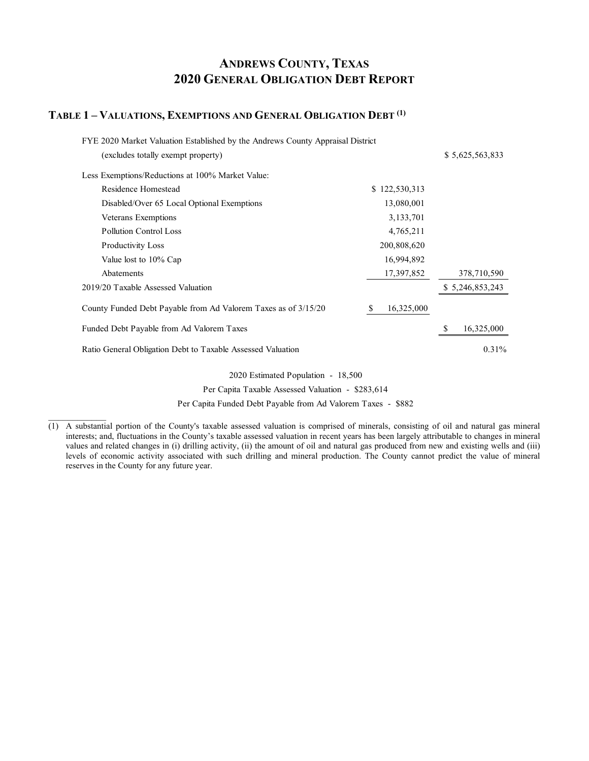# ANDREWS COUNTY, TEXAS
# 2020 GENERAL OBLIGATION DEBT REPORT

## TABLE 1 – VALUATIONS, EXEMPTIONS AND GENERAL OBLIGATION DEBT [(1)]

| | | |
|---|---|---|
| FYE 2020 Market Valuation Established by the Andrews County Appraisal District (excludes totally exempt property) | | $ 5,625,563,833 |
| Less Exemptions/Reductions at 100% Market Value: | | |
| Residence Homestead | $ 122,530,313 | |
| Disabled/Over 65 Local Optional Exemptions | 13,080,001 | |
| Veterans Exemptions | 3,133,701 | |
| Pollution Control Loss | 4,765,211 | |
| Productivity Loss | 200,808,620 | |
| Value lost to 10% Cap | 16,994,892 | |
| Abatements | 17,397,852 | 378,710,590 |
| 2019/20 Taxable Assessed Valuation | | $ 5,246,853,243 |
| County Funded Debt Payable from Ad Valorem Taxes as of 3/15/20 | $ 16,325,000 | |
| Funded Debt Payable from Ad Valorem Taxes | | $ 16,325,000 |
| Ratio General Obligation Debt to Taxable Assessed Valuation | | 0.31% |

2020 Estimated Population - 18,500

Per Capita Taxable Assessed Valuation - $283,614

Per Capita Funded Debt Payable from Ad Valorem Taxes - $882

---

(1) A substantial portion of the County's taxable assessed valuation is comprised of minerals, consisting of oil and natural gas mineral interests; and, fluctuations in the County's taxable assessed valuation in recent years has been largely attributable to changes in mineral values and related changes in (i) drilling activity, (ii) the amount of oil and natural gas produced from new and existing wells and (iii) levels of economic activity associated with such drilling and mineral production. The County cannot predict the value of mineral reserves in the County for any future year.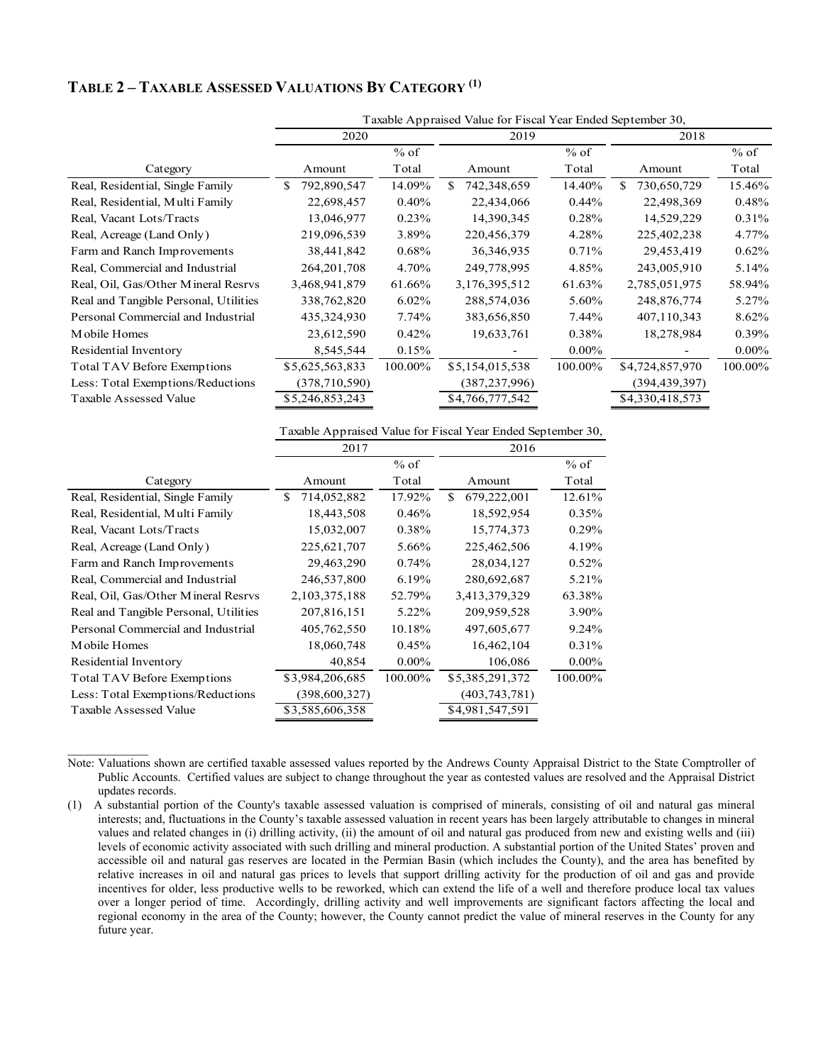## TABLE 2 – TAXABLE ASSESSED VALUATIONS BY CATEGORY [(1)]

| | Taxable Appraised Value for Fiscal Year Ended September 30, | | | | | |
|---|---|---|---|---|---|---|
| | 2020 | | 2019 | | 2018 | |
| Category | Amount | % of Total | Amount | % of Total | Amount | % of Total |
| Real, Residential, Single Family | $ 792,890,547 | 14.09% | $ 742,348,659 | 14.40% | $ 730,650,729 | 15.46% |
| Real, Residential, Multi Family | 22,698,457 | 0.40% | 22,434,066 | 0.44% | 22,498,369 | 0.48% |
| Real, Vacant Lots/Tracts | 13,046,977 | 0.23% | 14,390,345 | 0.28% | 14,529,229 | 0.31% |
| Real, Acreage (Land Only) | 219,096,539 | 3.89% | 220,456,379 | 4.28% | 225,402,238 | 4.77% |
| Farm and Ranch Improvements | 38,441,842 | 0.68% | 36,346,935 | 0.71% | 29,453,419 | 0.62% |
| Real, Commercial and Industrial | 264,201,708 | 4.70% | 249,778,995 | 4.85% | 243,005,910 | 5.14% |
| Real, Oil, Gas/Other Mineral Resrvs | 3,468,941,879 | 61.66% | 3,176,395,512 | 61.63% | 2,785,051,975 | 58.94% |
| Real and Tangible Personal, Utilities | 338,762,820 | 6.02% | 288,574,036 | 5.60% | 248,876,774 | 5.27% |
| Personal Commercial and Industrial | 435,324,930 | 7.74% | 383,656,850 | 7.44% | 407,110,343 | 8.62% |
| Mobile Homes | 23,612,590 | 0.42% | 19,633,761 | 0.38% | 18,278,984 | 0.39% |
| Residential Inventory | 8,545,544 | 0.15% | - | 0.00% | - | 0.00% |
| Total TAV Before Exemptions | $5,625,563,833 | 100.00% | $5,154,015,538 | 100.00% | $4,724,857,970 | 100.00% |
| Less: Total Exemptions/Reductions | (378,710,590) | | (387,237,996) | | (394,439,397) | |
| Taxable Assessed Value | $5,246,853,243 | | $4,766,777,542 | | $4,330,418,573 | |

| | Taxable Appraised Value for Fiscal Year Ended September 30, | | | |
|---|---|---|---|---|
| | 2017 | | 2016 | |
| Category | Amount | % of Total | Amount | % of Total |
| Real, Residential, Single Family | $ 714,052,882 | 17.92% | $ 679,222,001 | 12.61% |
| Real, Residential, Multi Family | 18,443,508 | 0.46% | 18,592,954 | 0.35% |
| Real, Vacant Lots/Tracts | 15,032,007 | 0.38% | 15,774,373 | 0.29% |
| Real, Acreage (Land Only) | 225,621,707 | 5.66% | 225,462,506 | 4.19% |
| Farm and Ranch Improvements | 29,463,290 | 0.74% | 28,034,127 | 0.52% |
| Real, Commercial and Industrial | 246,537,800 | 6.19% | 280,692,687 | 5.21% |
| Real, Oil, Gas/Other Mineral Resrvs | 2,103,375,188 | 52.79% | 3,413,379,329 | 63.38% |
| Real and Tangible Personal, Utilities | 207,816,151 | 5.22% | 209,959,528 | 3.90% |
| Personal Commercial and Industrial | 405,762,550 | 10.18% | 497,605,677 | 9.24% |
| Mobile Homes | 18,060,748 | 0.45% | 16,462,104 | 0.31% |
| Residential Inventory | 40,854 | 0.00% | 106,086 | 0.00% |
| Total TAV Before Exemptions | $3,984,206,685 | 100.00% | $5,385,291,372 | 100.00% |
| Less: Total Exemptions/Reductions | (398,600,327) | | (403,743,781) | |
| Taxable Assessed Value | $3,585,606,358 | | $4,981,547,591 | |

Note: Valuations shown are certified taxable assessed values reported by the Andrews County Appraisal District to the State Comptroller of Public Accounts. Certified values are subject to change throughout the year as contested values are resolved and the Appraisal District updates records.

(1) A substantial portion of the County's taxable assessed valuation is comprised of minerals, consisting of oil and natural gas mineral interests; and, fluctuations in the County's taxable assessed valuation in recent years has been largely attributable to changes in mineral values and related changes in (i) drilling activity, (ii) the amount of oil and natural gas produced from new and existing wells and (iii) levels of economic activity associated with such drilling and mineral production. A substantial portion of the United States' proven and accessible oil and natural gas reserves are located in the Permian Basin (which includes the County), and the area has benefited by relative increases in oil and natural gas prices to levels that support drilling activity for the production of oil and gas and provide incentives for older, less productive wells to be reworked, which can extend the life of a well and therefore produce local tax values over a longer period of time. Accordingly, drilling activity and well improvements are significant factors affecting the local and regional economy in the area of the County; however, the County cannot predict the value of mineral reserves in the County for any future year.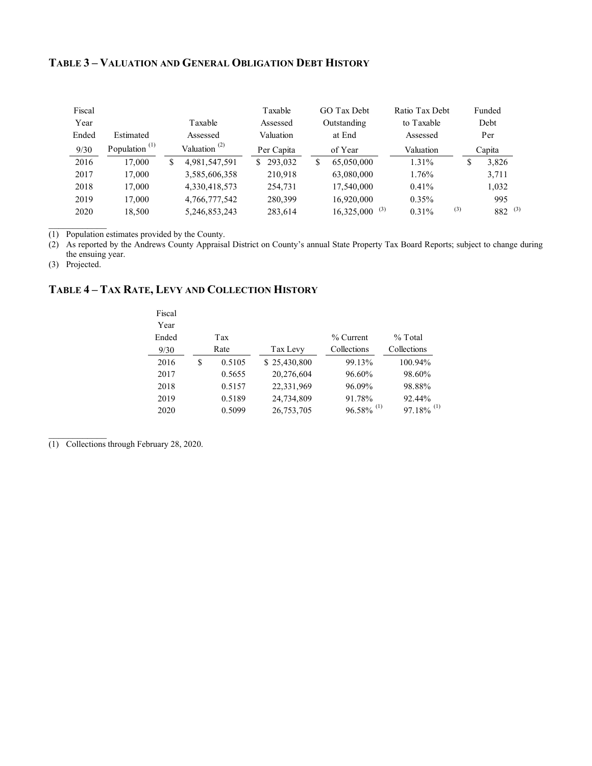### TABLE 3 – VALUATION AND GENERAL OBLIGATION DEBT HISTORY

| Fiscal Year Ended 9/30 | Estimated Population [(1)] | Taxable Assessed Valuation [(2)] | Taxable Assessed Valuation Per Capita | GO Tax Debt Outstanding at End of Year | Ratio Tax Debt to Taxable Assessed Valuation | Funded Debt Per Capita |
|---|---|---|---|---|---|---|
| 2016 | 17,000 | $ 4,981,547,591 | $ 293,032 | $ 65,050,000 | 1.31% | $ 3,826 |
| 2017 | 17,000 | 3,585,606,358 | 210,918 | 63,080,000 | 1.76% | 3,711 |
| 2018 | 17,000 | 4,330,418,573 | 254,731 | 17,540,000 | 0.41% | 1,032 |
| 2019 | 17,000 | 4,766,777,542 | 280,399 | 16,920,000 | 0.35% | 995 |
| 2020 | 18,500 | 5,246,853,243 | 283,614 | 16,325,000 [(3)] | 0.31% [(3)] | 882 [(3)] |

(1) Population estimates provided by the County.
(2) As reported by the Andrews County Appraisal District on County's annual State Property Tax Board Reports; subject to change during the ensuing year.
(3) Projected.

### TABLE 4 – TAX RATE, LEVY AND COLLECTION HISTORY

| Fiscal Year Ended 9/30 | Tax Rate | Tax Levy | % Current Collections | % Total Collections |
|---|---|---|---|---|
| 2016 | $ 0.5105 | $ 25,430,800 | 99.13% | 100.94% |
| 2017 | 0.5655 | 20,276,604 | 96.60% | 98.60% |
| 2018 | 0.5157 | 22,331,969 | 96.09% | 98.88% |
| 2019 | 0.5189 | 24,734,809 | 91.78% | 92.44% |
| 2020 | 0.5099 | 26,753,705 | 96.58% [(1)] | 97.18% [(1)] |

(1) Collections through February 28, 2020.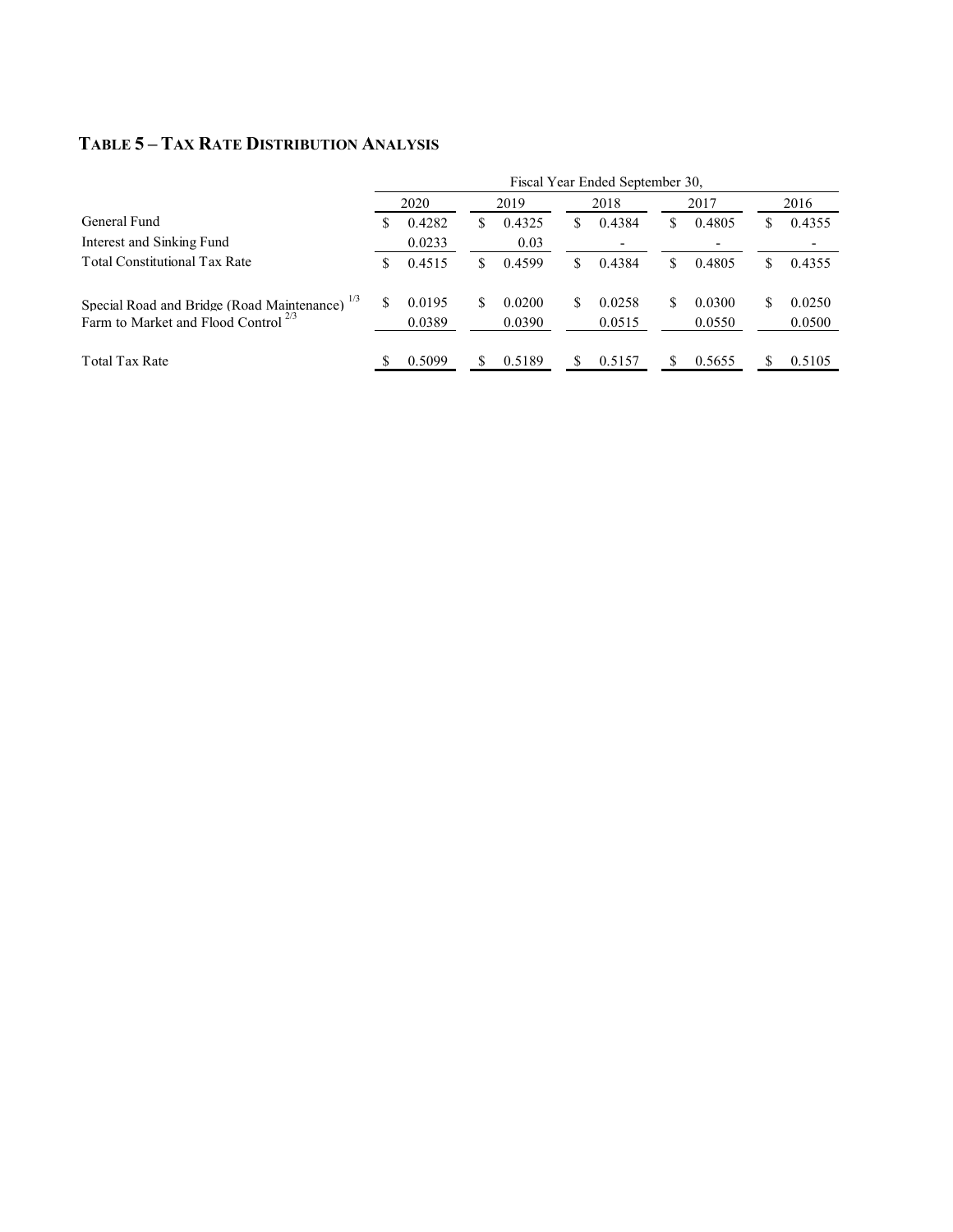## TABLE 5 – TAX RATE DISTRIBUTION ANALYSIS

| | Fiscal Year Ended September 30, | | | | |
|---|---|---|---|---|---|
| | 2020 | 2019 | 2018 | 2017 | 2016 |
| General Fund | $ 0.4282 | $ 0.4325 | $ 0.4384 | $ 0.4805 | $ 0.4355 |
| Interest and Sinking Fund | 0.0233 | 0.03 | - | - | - |
| Total Constitutional Tax Rate | $ 0.4515 | $ 0.4599 | $ 0.4384 | $ 0.4805 | $ 0.4355 |
| Special Road and Bridge (Road Maintenance) [1/3] | $ 0.0195 | $ 0.0200 | $ 0.0258 | $ 0.0300 | $ 0.0250 |
| Farm to Market and Flood Control [2/3] | 0.0389 | 0.0390 | 0.0515 | 0.0550 | 0.0500 |
| Total Tax Rate | $ 0.5099 | $ 0.5189 | $ 0.5157 | $ 0.5655 | $ 0.5105 |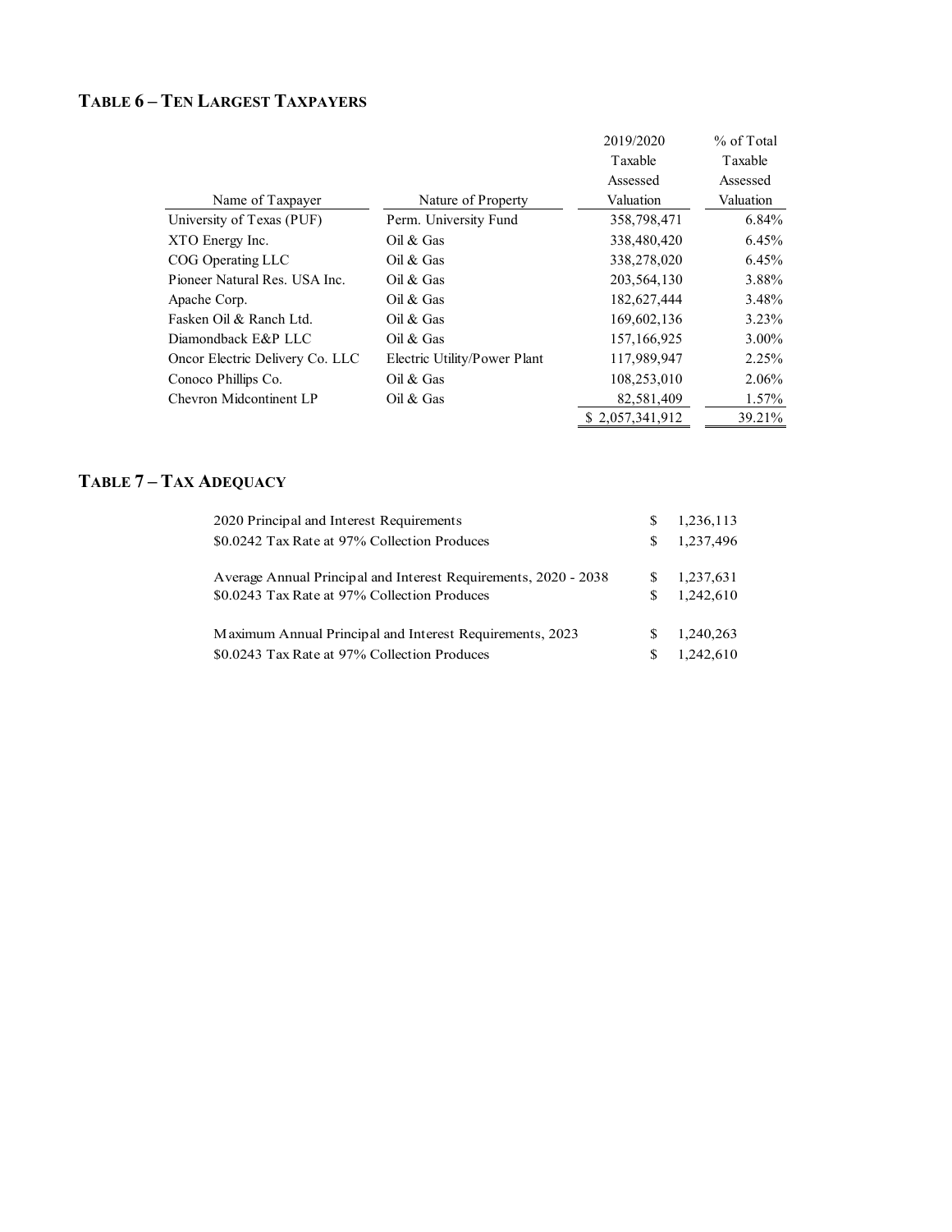## TABLE 6 – TEN LARGEST TAXPAYERS

| Name of Taxpayer | Nature of Property | 2019/2020 Taxable Assessed Valuation | % of Total Taxable Assessed Valuation |
|---|---|---|---|
| University of Texas (PUF) | Perm. University Fund | 358,798,471 | 6.84% |
| XTO Energy Inc. | Oil & Gas | 338,480,420 | 6.45% |
| COG Operating LLC | Oil & Gas | 338,278,020 | 6.45% |
| Pioneer Natural Res. USA Inc. | Oil & Gas | 203,564,130 | 3.88% |
| Apache Corp. | Oil & Gas | 182,627,444 | 3.48% |
| Fasken Oil & Ranch Ltd. | Oil & Gas | 169,602,136 | 3.23% |
| Diamondback E&P LLC | Oil & Gas | 157,166,925 | 3.00% |
| Oncor Electric Delivery Co. LLC | Electric Utility/Power Plant | 117,989,947 | 2.25% |
| Conoco Phillips Co. | Oil & Gas | 108,253,010 | 2.06% |
| Chevron Midcontinent LP | Oil & Gas | 82,581,409 | 1.57% |
| | | $ 2,057,341,912 | 39.21% |

## TABLE 7 – TAX ADEQUACY

| | |
|---|---|
| 2020 Principal and Interest Requirements | $ 1,236,113 |
| $0.0242 Tax Rate at 97% Collection Produces | $ 1,237,496 |
| | |
| Average Annual Principal and Interest Requirements, 2020 - 2038 | $ 1,237,631 |
| $0.0243 Tax Rate at 97% Collection Produces | $ 1,242,610 |
| | |
| Maximum Annual Principal and Interest Requirements, 2023 | $ 1,240,263 |
| $0.0243 Tax Rate at 97% Collection Produces | $ 1,242,610 |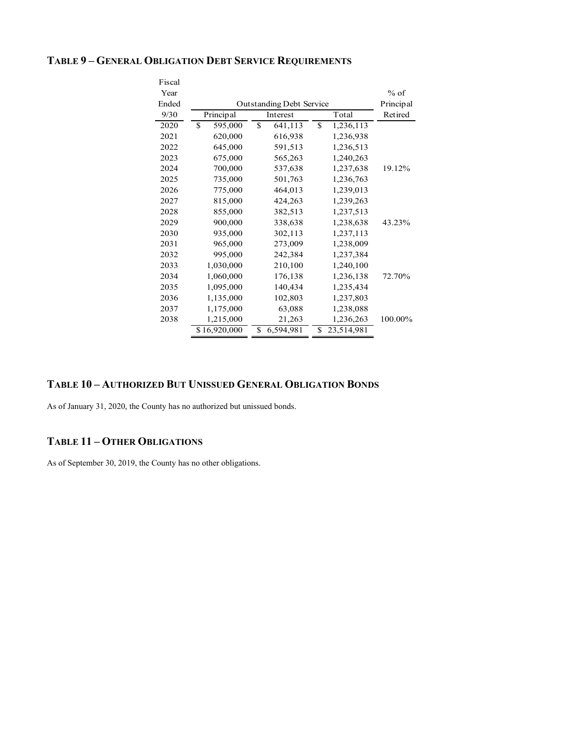## TABLE 9 – GENERAL OBLIGATION DEBT SERVICE REQUIREMENTS

| Fiscal Year Ended 9/30 | Outstanding Debt Service | | | % of Principal Retired |
|---|---|---|---|---|
| | Principal | Interest | Total | |
| 2020 | $ 595,000 | $ 641,113 | $ 1,236,113 | |
| 2021 | 620,000 | 616,938 | 1,236,938 | |
| 2022 | 645,000 | 591,513 | 1,236,513 | |
| 2023 | 675,000 | 565,263 | 1,240,263 | |
| 2024 | 700,000 | 537,638 | 1,237,638 | 19.12% |
| 2025 | 735,000 | 501,763 | 1,236,763 | |
| 2026 | 775,000 | 464,013 | 1,239,013 | |
| 2027 | 815,000 | 424,263 | 1,239,263 | |
| 2028 | 855,000 | 382,513 | 1,237,513 | |
| 2029 | 900,000 | 338,638 | 1,238,638 | 43.23% |
| 2030 | 935,000 | 302,113 | 1,237,113 | |
| 2031 | 965,000 | 273,009 | 1,238,009 | |
| 2032 | 995,000 | 242,384 | 1,237,384 | |
| 2033 | 1,030,000 | 210,100 | 1,240,100 | |
| 2034 | 1,060,000 | 176,138 | 1,236,138 | 72.70% |
| 2035 | 1,095,000 | 140,434 | 1,235,434 | |
| 2036 | 1,135,000 | 102,803 | 1,237,803 | |
| 2037 | 1,175,000 | 63,088 | 1,238,088 | |
| 2038 | 1,215,000 | 21,263 | 1,236,263 | 100.00% |
| | $ 16,920,000 | $ 6,594,981 | $ 23,514,981 | |

## TABLE 10 – AUTHORIZED BUT UNISSUED GENERAL OBLIGATION BONDS

As of January 31, 2020, the County has no authorized but unissued bonds.

## TABLE 11 – OTHER OBLIGATIONS

As of September 30, 2019, the County has no other obligations.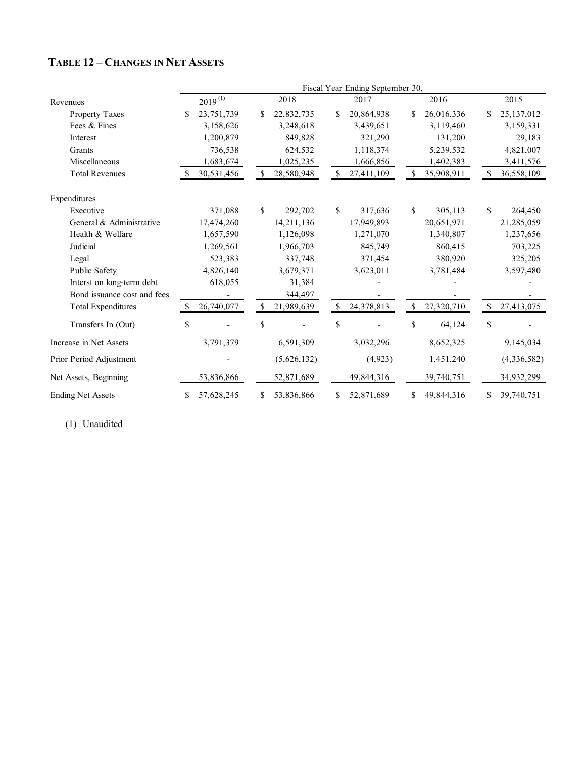## TABLE 12 – CHANGES IN NET ASSETS

| | Fiscal Year Ending September 30, | | | | |
|---|---|---|---|---|---|
| Revenues | 2019 [(1)] | 2018 | 2017 | 2016 | 2015 |
| Property Taxes | $ 23,751,739 | $ 22,832,735 | $ 20,864,938 | $ 26,016,336 | $ 25,137,012 |
| Fees & Fines | 3,158,626 | 3,248,618 | 3,439,651 | 3,119,460 | 3,159,331 |
| Interest | 1,200,879 | 849,828 | 321,290 | 131,200 | 29,183 |
| Grants | 736,538 | 624,532 | 1,118,374 | 5,239,532 | 4,821,007 |
| Miscellaneous | 1,683,674 | 1,025,235 | 1,666,856 | 1,402,383 | 3,411,576 |
| Total Revenues | $ 30,531,456 | $ 28,580,948 | $ 27,411,109 | $ 35,908,911 | $ 36,558,109 |
| **Expenditures** | | | | | |
| Executive | 371,088 | $ 292,702 | $ 317,636 | $ 305,113 | $ 264,450 |
| General & Administrative | 17,474,260 | 14,211,136 | 17,949,893 | 20,651,971 | 21,285,059 |
| Health & Welfare | 1,657,590 | 1,126,098 | 1,271,070 | 1,340,807 | 1,237,656 |
| Judicial | 1,269,561 | 1,966,703 | 845,749 | 860,415 | 703,225 |
| Legal | 523,383 | 337,748 | 371,454 | 380,920 | 325,205 |
| Public Safety | 4,826,140 | 3,679,371 | 3,623,011 | 3,781,484 | 3,597,480 |
| Interst on long-term debt | 618,055 | 31,384 | - | - | - |
| Bond issuance cost and fees | - | 344,497 | - | - | - |
| Total Expenditures | $ 26,740,077 | $ 21,989,639 | $ 24,378,813 | $ 27,320,710 | $ 27,413,075 |
| Transfers In (Out) | $ - | $ - | $ - | $ 64,124 | $ - |
| Increase in Net Assets | 3,791,379 | 6,591,309 | 3,032,296 | 8,652,325 | 9,145,034 |
| Prior Period Adjustment | - | (5,626,132) | (4,923) | 1,451,240 | (4,336,582) |
| Net Assets, Beginning | 53,836,866 | 52,871,689 | 49,844,316 | 39,740,751 | 34,932,299 |
| Ending Net Assets | $ 57,628,245 | $ 53,836,866 | $ 52,871,689 | $ 49,844,316 | $ 39,740,751 |

(1) Unaudited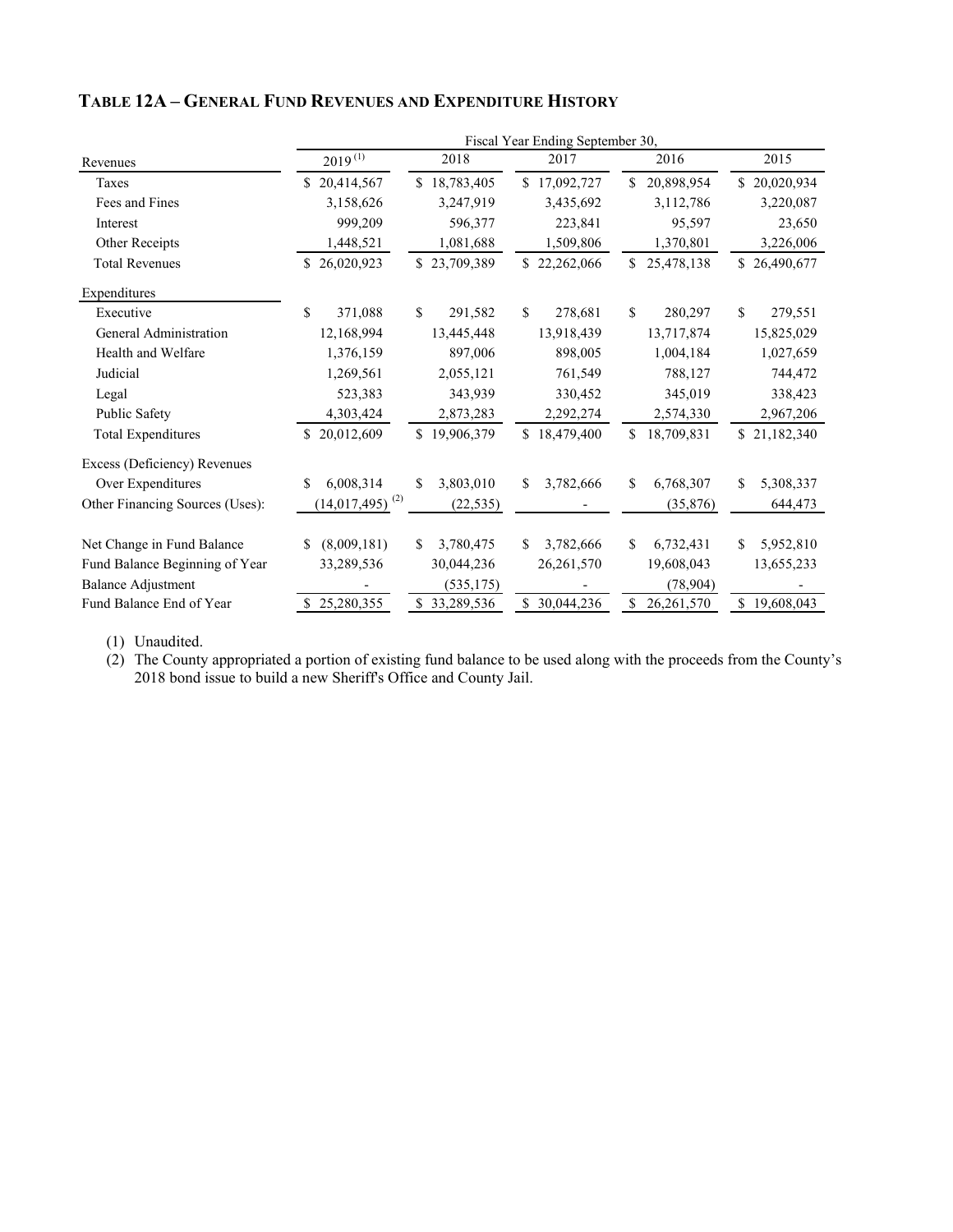## TABLE 12A – GENERAL FUND REVENUES AND EXPENDITURE HISTORY

| | Fiscal Year Ending September 30, | | | | |
|---|---|---|---|---|---|
| Revenues | 2019 (1) | 2018 | 2017 | 2016 | 2015 |
| Taxes | $ 20,414,567 | $ 18,783,405 | $ 17,092,727 | $ 20,898,954 | $ 20,020,934 |
| Fees and Fines | 3,158,626 | 3,247,919 | 3,435,692 | 3,112,786 | 3,220,087 |
| Interest | 999,209 | 596,377 | 223,841 | 95,597 | 23,650 |
| Other Receipts | 1,448,521 | 1,081,688 | 1,509,806 | 1,370,801 | 3,226,006 |
| Total Revenues | $ 26,020,923 | $ 23,709,389 | $ 22,262,066 | $ 25,478,138 | $ 26,490,677 |
| Expenditures | | | | | |
| Executive | $ 371,088 | $ 291,582 | $ 278,681 | $ 280,297 | $ 279,551 |
| General Administration | 12,168,994 | 13,445,448 | 13,918,439 | 13,717,874 | 15,825,029 |
| Health and Welfare | 1,376,159 | 897,006 | 898,005 | 1,004,184 | 1,027,659 |
| Judicial | 1,269,561 | 2,055,121 | 761,549 | 788,127 | 744,472 |
| Legal | 523,383 | 343,939 | 330,452 | 345,019 | 338,423 |
| Public Safety | 4,303,424 | 2,873,283 | 2,292,274 | 2,574,330 | 2,967,206 |
| Total Expenditures | $ 20,012,609 | $ 19,906,379 | $ 18,479,400 | $ 18,709,831 | $ 21,182,340 |
| Excess (Deficiency) Revenues Over Expenditures | $ 6,008,314 | $ 3,803,010 | $ 3,782,666 | $ 6,768,307 | $ 5,308,337 |
| Other Financing Sources (Uses): | (14,017,495) (2) | (22,535) | - | (35,876) | 644,473 |
| Net Change in Fund Balance | $ (8,009,181) | $ 3,780,475 | $ 3,782,666 | $ 6,732,431 | $ 5,952,810 |
| Fund Balance Beginning of Year | 33,289,536 | 30,044,236 | 26,261,570 | 19,608,043 | 13,655,233 |
| Balance Adjustment | - | (535,175) | - | (78,904) | - |
| Fund Balance End of Year | $ 25,280,355 | $ 33,289,536 | $ 30,044,236 | $ 26,261,570 | $ 19,608,043 |

(1) Unaudited.

(2) The County appropriated a portion of existing fund balance to be used along with the proceeds from the County's 2018 bond issue to build a new Sheriff's Office and County Jail.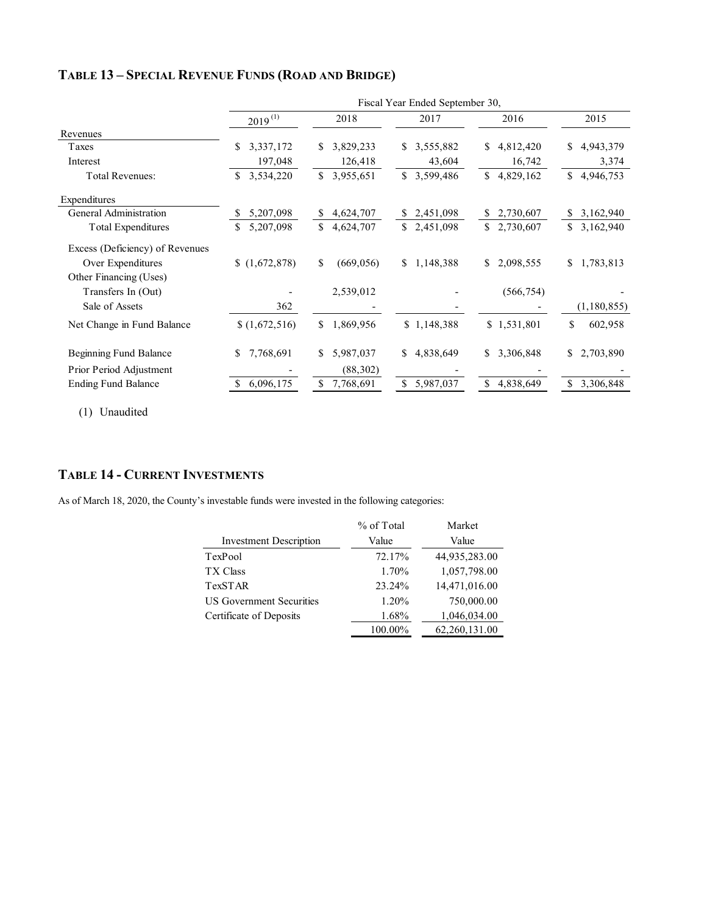## TABLE 13 – SPECIAL REVENUE FUNDS (ROAD AND BRIDGE)

| | Fiscal Year Ended September 30, | | | | |
|---|---|---|---|---|---|
| | 2019 [(1)] | 2018 | 2017 | 2016 | 2015 |
| Revenues | | | | | |
| Taxes | $ 3,337,172 | $ 3,829,233 | $ 3,555,882 | $ 4,812,420 | $ 4,943,379 |
| Interest | 197,048 | 126,418 | 43,604 | 16,742 | 3,374 |
| Total Revenues: | $ 3,534,220 | $ 3,955,651 | $ 3,599,486 | $ 4,829,162 | $ 4,946,753 |
| Expenditures | | | | | |
| General Administration | $ 5,207,098 | $ 4,624,707 | $ 2,451,098 | $ 2,730,607 | $ 3,162,940 |
| Total Expenditures | $ 5,207,098 | $ 4,624,707 | $ 2,451,098 | $ 2,730,607 | $ 3,162,940 |
| Excess (Deficiency) of Revenues Over Expenditures | $ (1,672,878) | $ (669,056) | $ 1,148,388 | $ 2,098,555 | $ 1,783,813 |
| Other Financing (Uses) | | | | | |
| Transfers In (Out) | - | 2,539,012 | - | (566,754) | - |
| Sale of Assets | 362 | - | - | - | (1,180,855) |
| Net Change in Fund Balance | $ (1,672,516) | $ 1,869,956 | $ 1,148,388 | $ 1,531,801 | $ 602,958 |
| Beginning Fund Balance | $ 7,768,691 | $ 5,987,037 | $ 4,838,649 | $ 3,306,848 | $ 2,703,890 |
| Prior Period Adjustment | - | (88,302) | - | - | - |
| Ending Fund Balance | $ 6,096,175 | $ 7,768,691 | $ 5,987,037 | $ 4,838,649 | $ 3,306,848 |

(1) Unaudited

## TABLE 14 - CURRENT INVESTMENTS

As of March 18, 2020, the County's investable funds were invested in the following categories:

| Investment Description | % of Total Value | Market Value |
|---|---|---|
| TexPool | 72.17% | 44,935,283.00 |
| TX Class | 1.70% | 1,057,798.00 |
| TexSTAR | 23.24% | 14,471,016.00 |
| US Government Securities | 1.20% | 750,000.00 |
| Certificate of Deposits | 1.68% | 1,046,034.00 |
| | 100.00% | 62,260,131.00 |